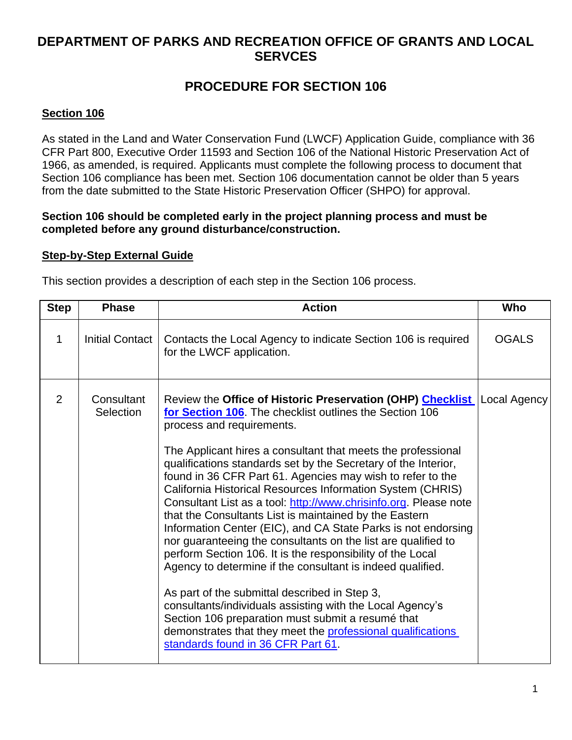# DEPARTMENT OF PARKS AND RECREATION OFFICE OF GRANTS AND LOCAL SERVCES

## PROCEDURE FOR SECTION 106

### Section 106

As stated in the Land and Water Conservation Fund (LWCF) Application Guide, compliance with 36 CFR Part 800, Executive Order 11593 and Section 106 of the National Historic Preservation Act of 1966, as amended, is required. Applicants must complete the following process to document that Section 106 compliance has been met. Section 106 documentation cannot be older than 5 years from the date submitted to the State Historic Preservation Officer (SHPO) for approval.

**Section 106 should be completed early in the project planning process and must be completed before any ground disturbance/construction.**

### Step-by-Step External Guide

This section provides a description of each step in the Section 106 process.

| Step | Phase | Action | Who |
|---|---|---|---|
| 1 | Initial Contact | Contacts the Local Agency to indicate Section 106 is required for the LWCF application. | OGALS |
| 2 | Consultant Selection | Review the **Office of Historic Preservation (OHP) Checklist for Section 106**. The checklist outlines the Section 106 process and requirements.<br><br>The Applicant hires a consultant that meets the professional qualifications standards set by the Secretary of the Interior, found in 36 CFR Part 61. Agencies may wish to refer to the California Historical Resources Information System (CHRIS) Consultant List as a tool: http://www.chrisinfo.org. Please note that the Consultants List is maintained by the Eastern Information Center (EIC), and CA State Parks is not endorsing nor guaranteeing the consultants on the list are qualified to perform Section 106. It is the responsibility of the Local Agency to determine if the consultant is indeed qualified.<br><br>As part of the submittal described in Step 3, consultants/individuals assisting with the Local Agency's Section 106 preparation must submit a resumé that demonstrates that they meet the professional qualifications standards found in 36 CFR Part 61. | Local Agency |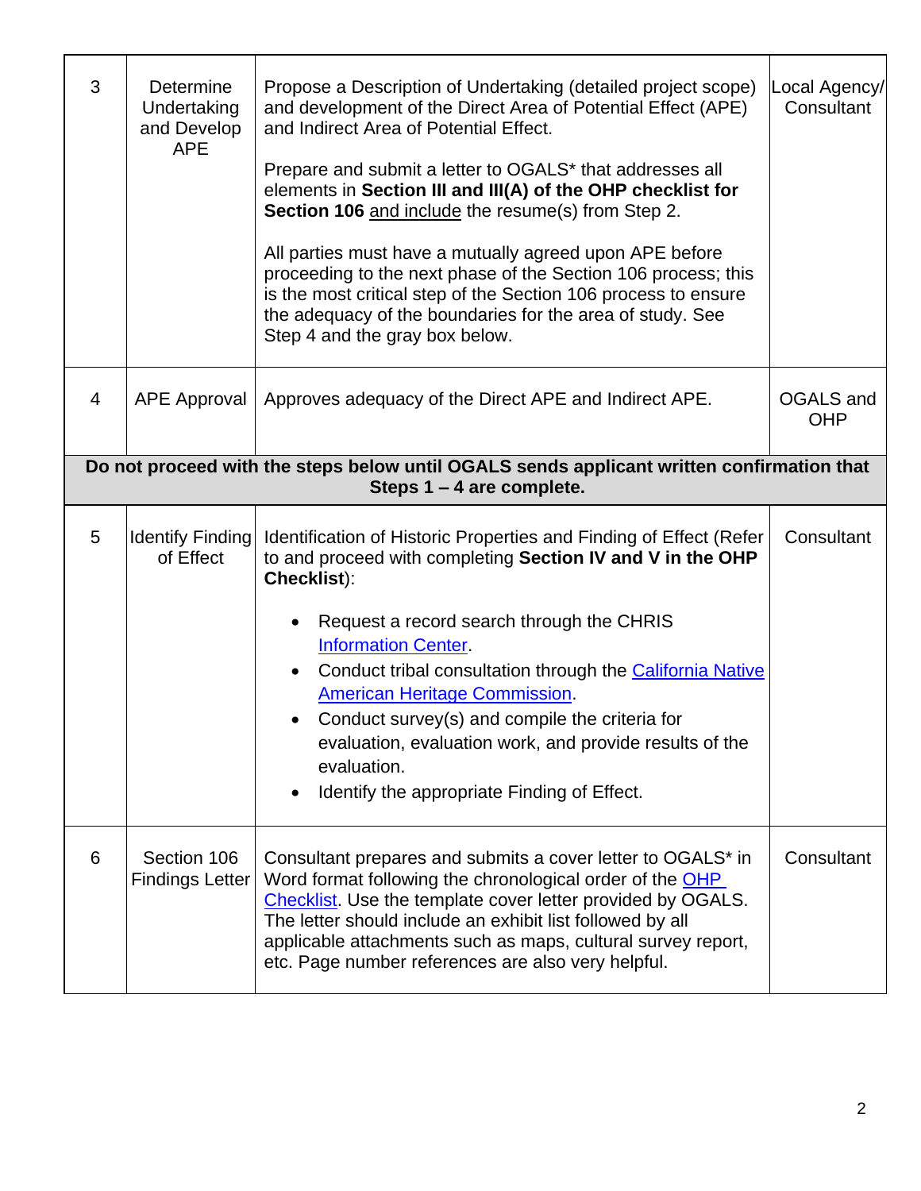| | | | |
|---|---|---|---|
| 3 | Determine Undertaking and Develop APE | Propose a Description of Undertaking (detailed project scope) and development of the Direct Area of Potential Effect (APE) and Indirect Area of Potential Effect.<br><br>Prepare and submit a letter to OGALS* that addresses all elements in **Section III and III(A) of the OHP checklist for Section 106** <u>and include</u> the resume(s) from Step 2.<br><br>All parties must have a mutually agreed upon APE before proceeding to the next phase of the Section 106 process; this is the most critical step of the Section 106 process to ensure the adequacy of the boundaries for the area of study. See Step 4 and the gray box below. | Local Agency/ Consultant |
| 4 | APE Approval | Approves adequacy of the Direct APE and Indirect APE. | OGALS and OHP |
| **Do not proceed with the steps below until OGALS sends applicant written confirmation that Steps 1 – 4 are complete.** | | | |
| 5 | Identify Finding of Effect | Identification of Historic Properties and Finding of Effect (Refer to and proceed with completing **Section IV and V in the OHP Checklist**):<br><br>• Request a record search through the CHRIS Information Center.<br>• Conduct tribal consultation through the California Native American Heritage Commission.<br>• Conduct survey(s) and compile the criteria for evaluation, evaluation work, and provide results of the evaluation.<br>• Identify the appropriate Finding of Effect. | Consultant |
| 6 | Section 106 Findings Letter | Consultant prepares and submits a cover letter to OGALS* in Word format following the chronological order of the OHP Checklist. Use the template cover letter provided by OGALS. The letter should include an exhibit list followed by all applicable attachments such as maps, cultural survey report, etc. Page number references are also very helpful. | Consultant |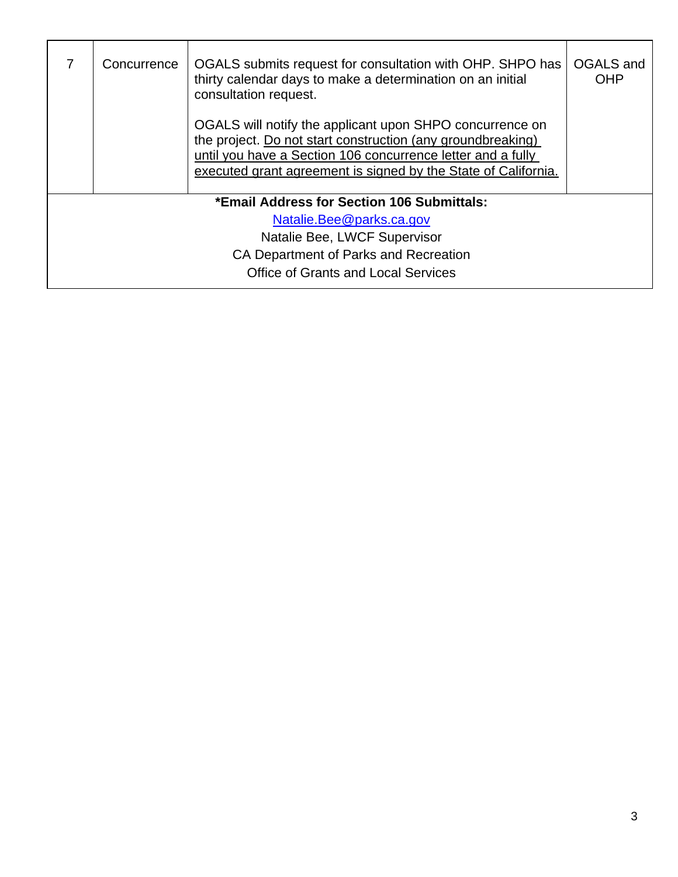| | | | |
|---|---|---|---|
| 7 | Concurrence | OGALS submits request for consultation with OHP. SHPO has thirty calendar days to make a determination on an initial consultation request.<br><br>OGALS will notify the applicant upon SHPO concurrence on the project. <u>Do not start construction (any groundbreaking) until you have a Section 106 concurrence letter and a fully executed grant agreement is signed by the State of California.</u> | OGALS and OHP |

**\*Email Address for Section 106 Submittals:**

Natalie.Bee@parks.ca.gov

Natalie Bee, LWCF Supervisor

CA Department of Parks and Recreation

Office of Grants and Local Services